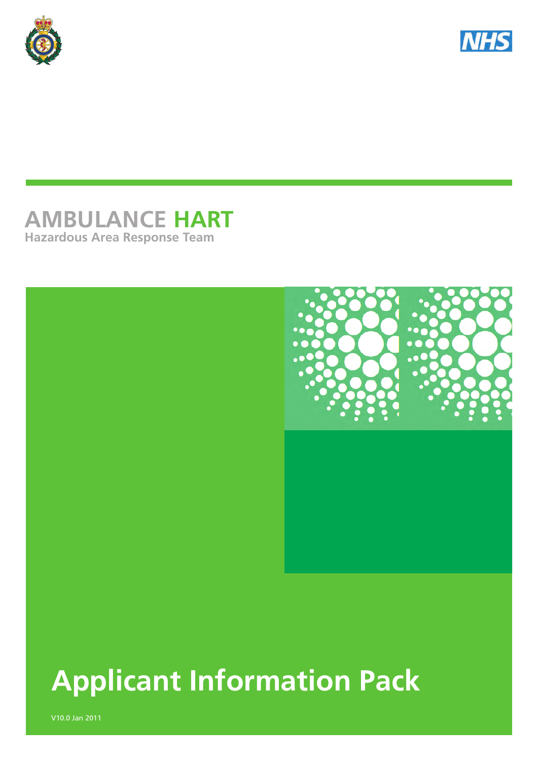# AMBULANCE HART

**Hazardous Area Response Team**

# Applicant Information Pack

V10.0 Jan 2011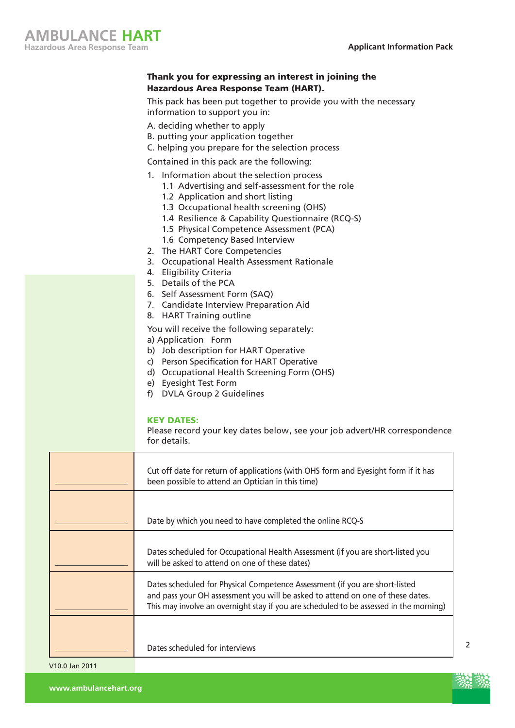**Thank you for expressing an interest in joining the Hazardous Area Response Team (HART).**

This pack has been put together to provide you with the necessary information to support you in:

A. deciding whether to apply
B. putting your application together
C. helping you prepare for the selection process

Contained in this pack are the following:

1. Information about the selection process
   - 1.1 Advertising and self-assessment for the role
   - 1.2 Application and short listing
   - 1.3 Occupational health screening (OHS)
   - 1.4 Resilience & Capability Questionnaire (RCQ-S)
   - 1.5 Physical Competence Assessment (PCA)
   - 1.6 Competency Based Interview
2. The HART Core Competencies
3. Occupational Health Assessment Rationale
4. Eligibility Criteria
5. Details of the PCA
6. Self Assessment Form (SAQ)
7. Candidate Interview Preparation Aid
8. HART Training outline

You will receive the following separately:

a) Application Form
b) Job description for HART Operative
c) Person Specification for HART Operative
d) Occupational Health Screening Form (OHS)
e) Eyesight Test Form
f) DVLA Group 2 Guidelines

**KEY DATES:**

Please record your key dates below, see your job advert/HR correspondence for details.

| Date | Description |
|---|---|
| ______________ | Cut off date for return of applications (with OHS form and Eyesight form if it has been possible to attend an Optician in this time) |
| ______________ | Date by which you need to have completed the online RCQ-S |
| ______________ | Dates scheduled for Occupational Health Assessment (if you are short-listed you will be asked to attend on one of these dates) |
| ______________ | Dates scheduled for Physical Competence Assessment (if you are short-listed and pass your OH assessment you will be asked to attend on one of these dates. This may involve an overnight stay if you are scheduled to be assessed in the morning) |
| ______________ | Dates scheduled for interviews |

V10.0 Jan 2011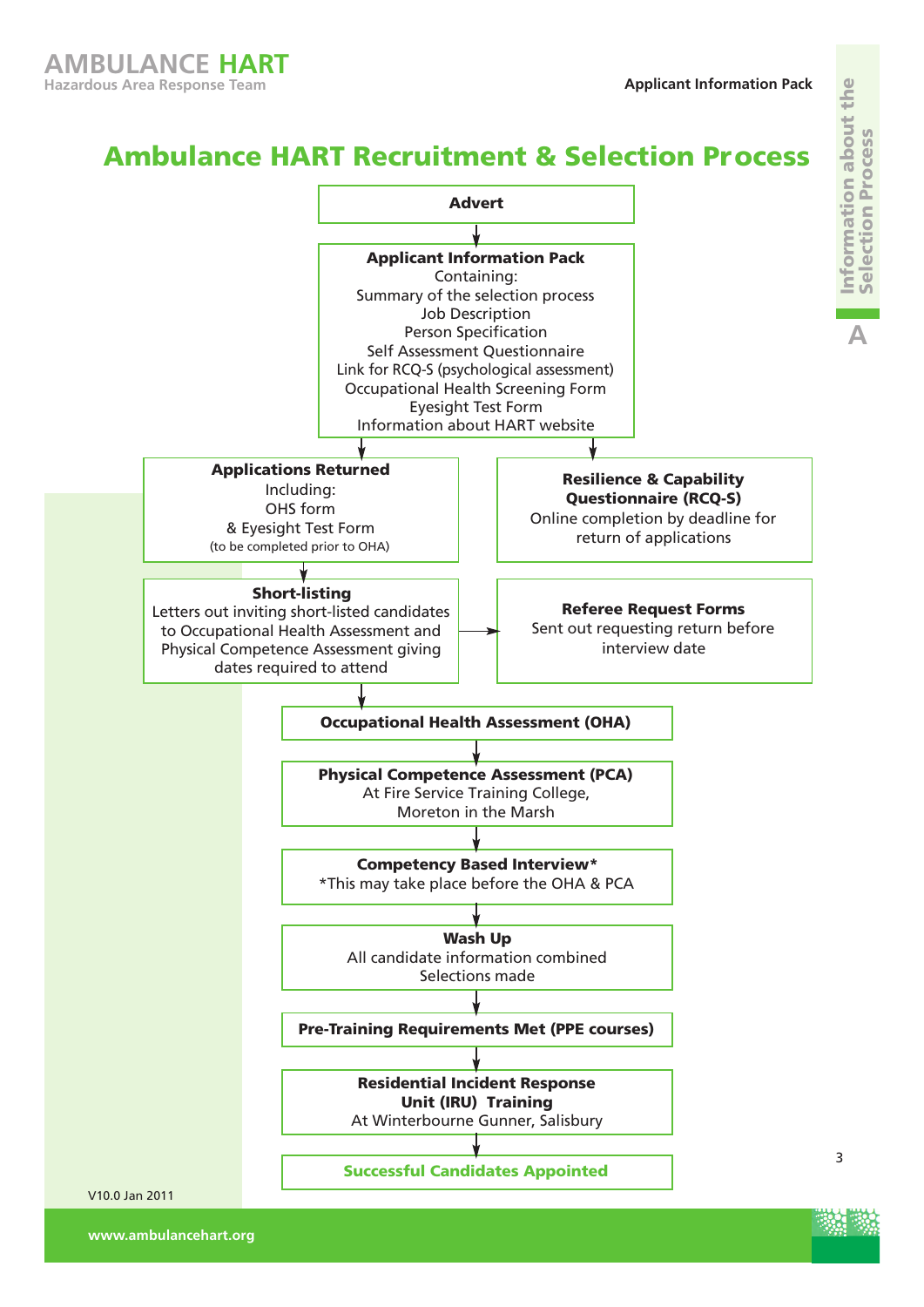# Ambulance HART Recruitment & Selection Process

**Advert**

↓

**Applicant Information Pack**
Containing:
Summary of the selection process
Job Description
Person Specification
Self Assessment Questionnaire
Link for RCQ-S (psychological assessment)
Occupational Health Screening Form
Eyesight Test Form
Information about HART website

↓

**Applications Returned**
Including:
OHS form
& Eyesight Test Form
(to be completed prior to OHA)

**Resilience & Capability Questionnaire (RCQ-S)**
Online completion by deadline for return of applications

↓

**Short-listing**
Letters out inviting short-listed candidates to Occupational Health Assessment and Physical Competence Assessment giving dates required to attend

→ **Referee Request Forms**
Sent out requesting return before interview date

↓

**Occupational Health Assessment (OHA)**

↓

**Physical Competence Assessment (PCA)**
At Fire Service Training College, Moreton in the Marsh

↓

**Competency Based Interview***
*This may take place before the OHA & PCA

↓

**Wash Up**
All candidate information combined
Selections made

↓

**Pre-Training Requirements Met (PPE courses)**

↓

**Residential Incident Response Unit (IRU) Training**
At Winterbourne Gunner, Salisbury

↓

**Successful Candidates Appointed**

V10.0 Jan 2011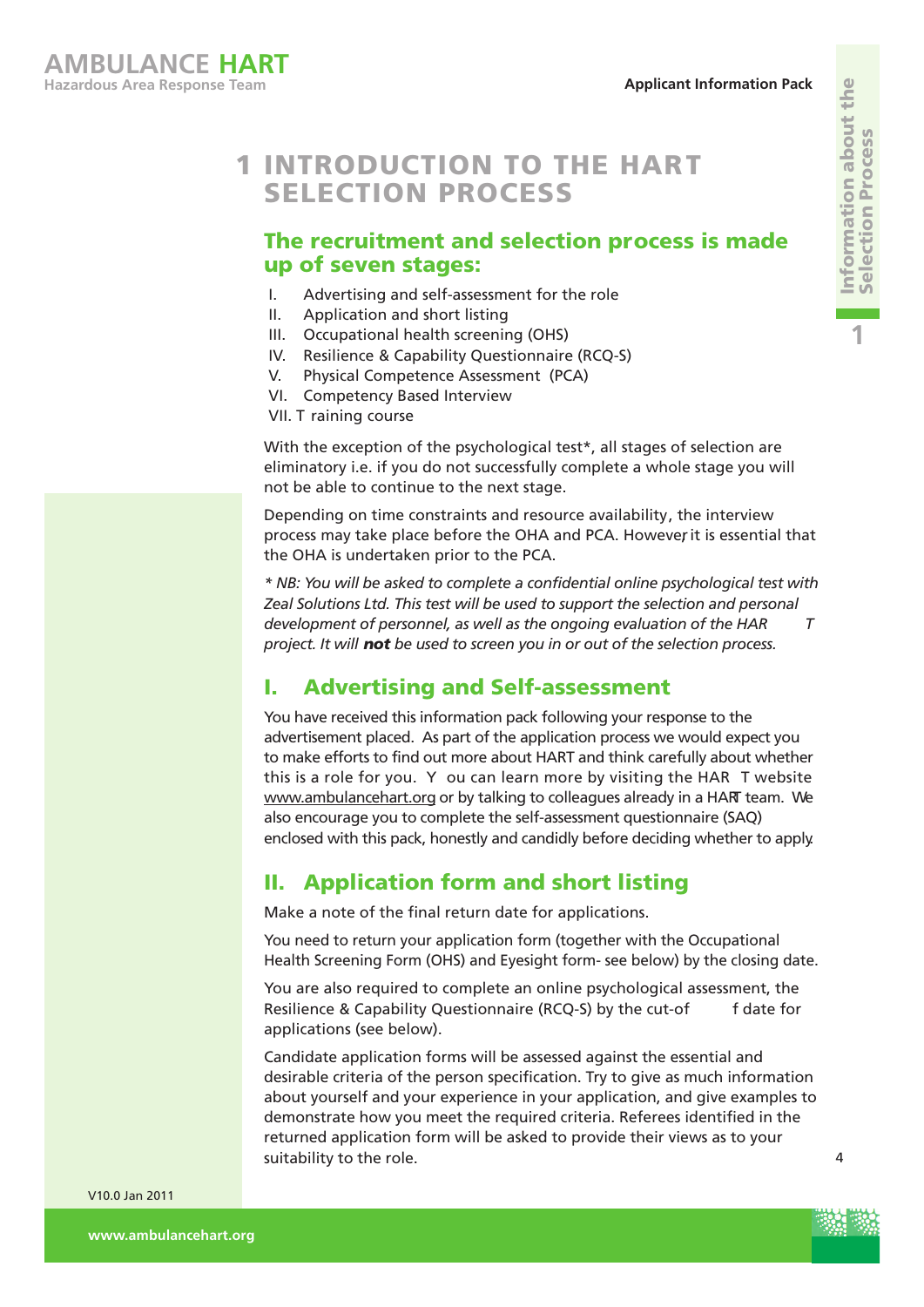# 1 INTRODUCTION TO THE HART SELECTION PROCESS

## The recruitment and selection process is made up of seven stages:

I. Advertising and self-assessment for the role
II. Application and short listing
III. Occupational health screening (OHS)
IV. Resilience & Capability Questionnaire (RCQ-S)
V. Physical Competence Assessment (PCA)
VI. Competency Based Interview
VII. Training course

With the exception of the psychological test*, all stages of selection are eliminatory i.e. if you do not successfully complete a whole stage you will not be able to continue to the next stage.

Depending on time constraints and resource availability, the interview process may take place before the OHA and PCA. However, it is essential that the OHA is undertaken prior to the PCA.

*\* NB: You will be asked to complete a confidential online psychological test with Zeal Solutions Ltd. This test will be used to support the selection and personal development of personnel, as well as the ongoing evaluation of the HART project. It will **not** be used to screen you in or out of the selection process.*

## I. Advertising and Self-assessment

You have received this information pack following your response to the advertisement placed. As part of the application process we would expect you to make efforts to find out more about HART and think carefully about whether this is a role for you. You can learn more by visiting the HART website www.ambulancehart.org or by talking to colleagues already in a HART team. We also encourage you to complete the self-assessment questionnaire (SAQ) enclosed with this pack, honestly and candidly before deciding whether to apply.

## II. Application form and short listing

Make a note of the final return date for applications.

You need to return your application form (together with the Occupational Health Screening Form (OHS) and Eyesight form- see below) by the closing date.

You are also required to complete an online psychological assessment, the Resilience & Capability Questionnaire (RCQ-S) by the cut-off date for applications (see below).

Candidate application forms will be assessed against the essential and desirable criteria of the person specification. Try to give as much information about yourself and your experience in your application, and give examples to demonstrate how you meet the required criteria. Referees identified in the returned application form will be asked to provide their views as to your suitability to the role.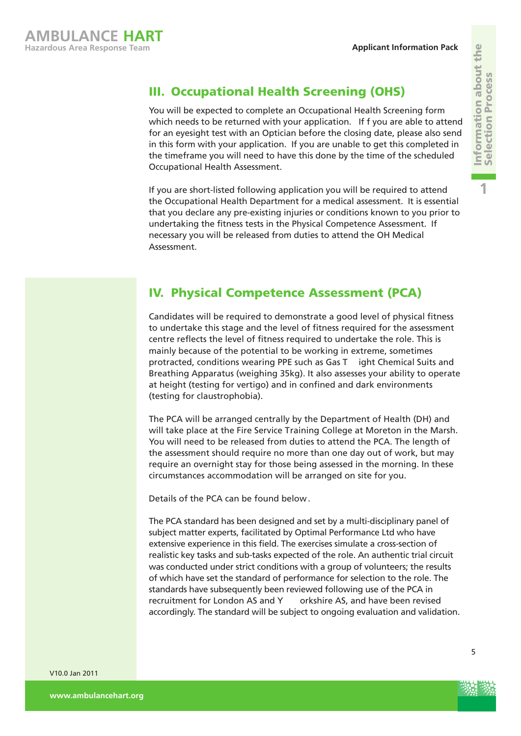## III. Occupational Health Screening (OHS)

You will be expected to complete an Occupational Health Screening form which needs to be returned with your application. If f you are able to attend for an eyesight test with an Optician before the closing date, please also send in this form with your application. If you are unable to get this completed in the timeframe you will need to have this done by the time of the scheduled Occupational Health Assessment.

If you are short-listed following application you will be required to attend the Occupational Health Department for a medical assessment. It is essential that you declare any pre-existing injuries or conditions known to you prior to undertaking the fitness tests in the Physical Competence Assessment. If necessary you will be released from duties to attend the OH Medical Assessment.

## IV. Physical Competence Assessment (PCA)

Candidates will be required to demonstrate a good level of physical fitness to undertake this stage and the level of fitness required for the assessment centre reflects the level of fitness required to undertake the role. This is mainly because of the potential to be working in extreme, sometimes protracted, conditions wearing PPE such as Gas T ight Chemical Suits and Breathing Apparatus (weighing 35kg). It also assesses your ability to operate at height (testing for vertigo) and in confined and dark environments (testing for claustrophobia).

The PCA will be arranged centrally by the Department of Health (DH) and will take place at the Fire Service Training College at Moreton in the Marsh. You will need to be released from duties to attend the PCA. The length of the assessment should require no more than one day out of work, but may require an overnight stay for those being assessed in the morning. In these circumstances accommodation will be arranged on site for you.

Details of the PCA can be found below.

The PCA standard has been designed and set by a multi-disciplinary panel of subject matter experts, facilitated by Optimal Performance Ltd who have extensive experience in this field. The exercises simulate a cross-section of realistic key tasks and sub-tasks expected of the role. An authentic trial circuit was conducted under strict conditions with a group of volunteers; the results of which have set the standard of performance for selection to the role. The standards have subsequently been reviewed following use of the PCA in recruitment for London AS and Y orkshire AS, and have been revised accordingly. The standard will be subject to ongoing evaluation and validation.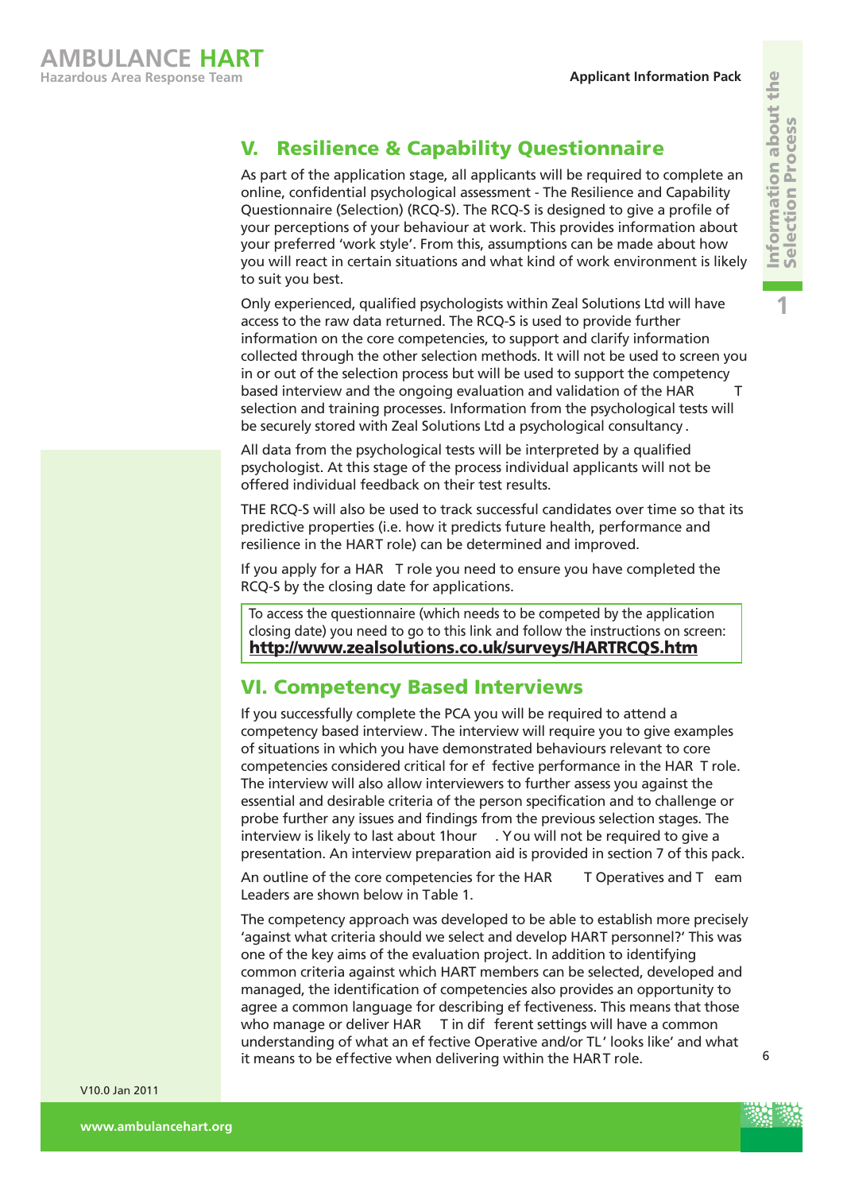## V. Resilience & Capability Questionnaire

As part of the application stage, all applicants will be required to complete an online, confidential psychological assessment - The Resilience and Capability Questionnaire (Selection) (RCQ-S). The RCQ-S is designed to give a profile of your perceptions of your behaviour at work. This provides information about your preferred 'work style'. From this, assumptions can be made about how you will react in certain situations and what kind of work environment is likely to suit you best.

Only experienced, qualified psychologists within Zeal Solutions Ltd will have access to the raw data returned. The RCQ-S is used to provide further information on the core competencies, to support and clarify information collected through the other selection methods. It will not be used to screen you in or out of the selection process but will be used to support the competency based interview and the ongoing evaluation and validation of the HART selection and training processes. Information from the psychological tests will be securely stored with Zeal Solutions Ltd a psychological consultancy.

All data from the psychological tests will be interpreted by a qualified psychologist. At this stage of the process individual applicants will not be offered individual feedback on their test results.

THE RCQ-S will also be used to track successful candidates over time so that its predictive properties (i.e. how it predicts future health, performance and resilience in the HART role) can be determined and improved.

If you apply for a HART role you need to ensure you have completed the RCQ-S by the closing date for applications.

> To access the questionnaire (which needs to be competed by the application closing date) you need to go to this link and follow the instructions on screen:
> **http://www.zealsolutions.co.uk/surveys/HARTRCQS.htm**

## VI. Competency Based Interviews

If you successfully complete the PCA you will be required to attend a competency based interview. The interview will require you to give examples of situations in which you have demonstrated behaviours relevant to core competencies considered critical for effective performance in the HART role. The interview will also allow interviewers to further assess you against the essential and desirable criteria of the person specification and to challenge or probe further any issues and findings from the previous selection stages. The interview is likely to last about 1hour. You will not be required to give a presentation. An interview preparation aid is provided in section 7 of this pack.

An outline of the core competencies for the HART Operatives and Team Leaders are shown below in Table 1.

The competency approach was developed to be able to establish more precisely 'against what criteria should we select and develop HART personnel?' This was one of the key aims of the evaluation project. In addition to identifying common criteria against which HART members can be selected, developed and managed, the identification of competencies also provides an opportunity to agree a common language for describing effectiveness. This means that those who manage or deliver HART in different settings will have a common understanding of what an effective Operative and/or TL' looks like' and what it means to be effective when delivering within the HART role.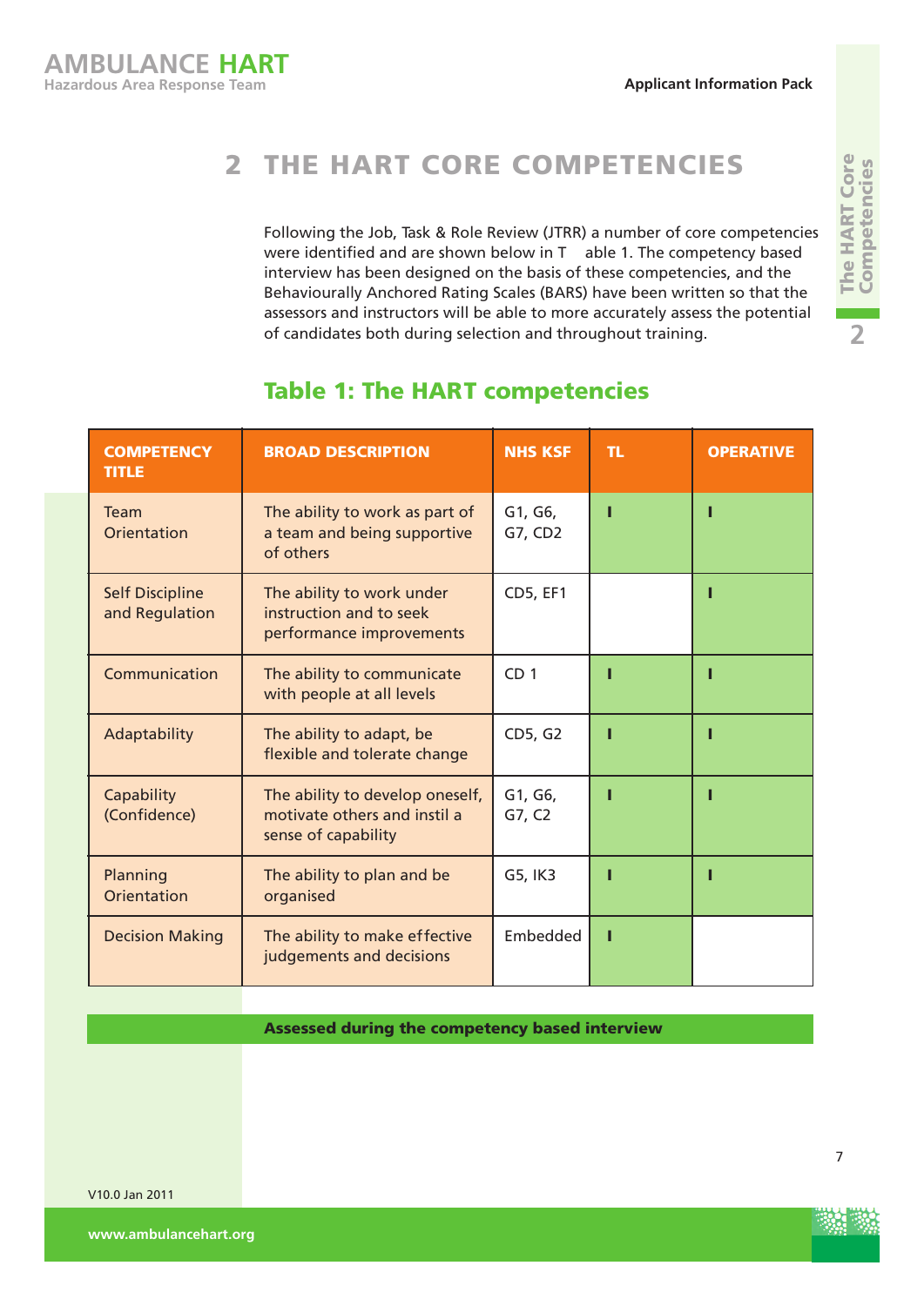## 2 THE HART CORE COMPETENCIES

Following the Job, Task & Role Review (JTRR) a number of core competencies were identified and are shown below in Table 1. The competency based interview has been designed on the basis of these competencies, and the Behaviourally Anchored Rating Scales (BARS) have been written so that the assessors and instructors will be able to more accurately assess the potential of candidates both during selection and throughout training.

### Table 1: The HART competencies

| COMPETENCY TITLE | BROAD DESCRIPTION | NHS KSF | TL | OPERATIVE |
|---|---|---|---|---|
| Team Orientation | The ability to work as part of a team and being supportive of others | G1, G6, G7, CD2 | I | I |
| Self Discipline and Regulation | The ability to work under instruction and to seek performance improvements | CD5, EF1 | | I |
| Communication | The ability to communicate with people at all levels | CD 1 | I | I |
| Adaptability | The ability to adapt, be flexible and tolerate change | CD5, G2 | I | I |
| Capability (Confidence) | The ability to develop oneself, motivate others and instil a sense of capability | G1, G6, G7, C2 | I | I |
| Planning Orientation | The ability to plan and be organised | G5, IK3 | I | I |
| Decision Making | The ability to make effective judgements and decisions | Embedded | I | |

**Assessed during the competency based interview**

V10.0 Jan 2011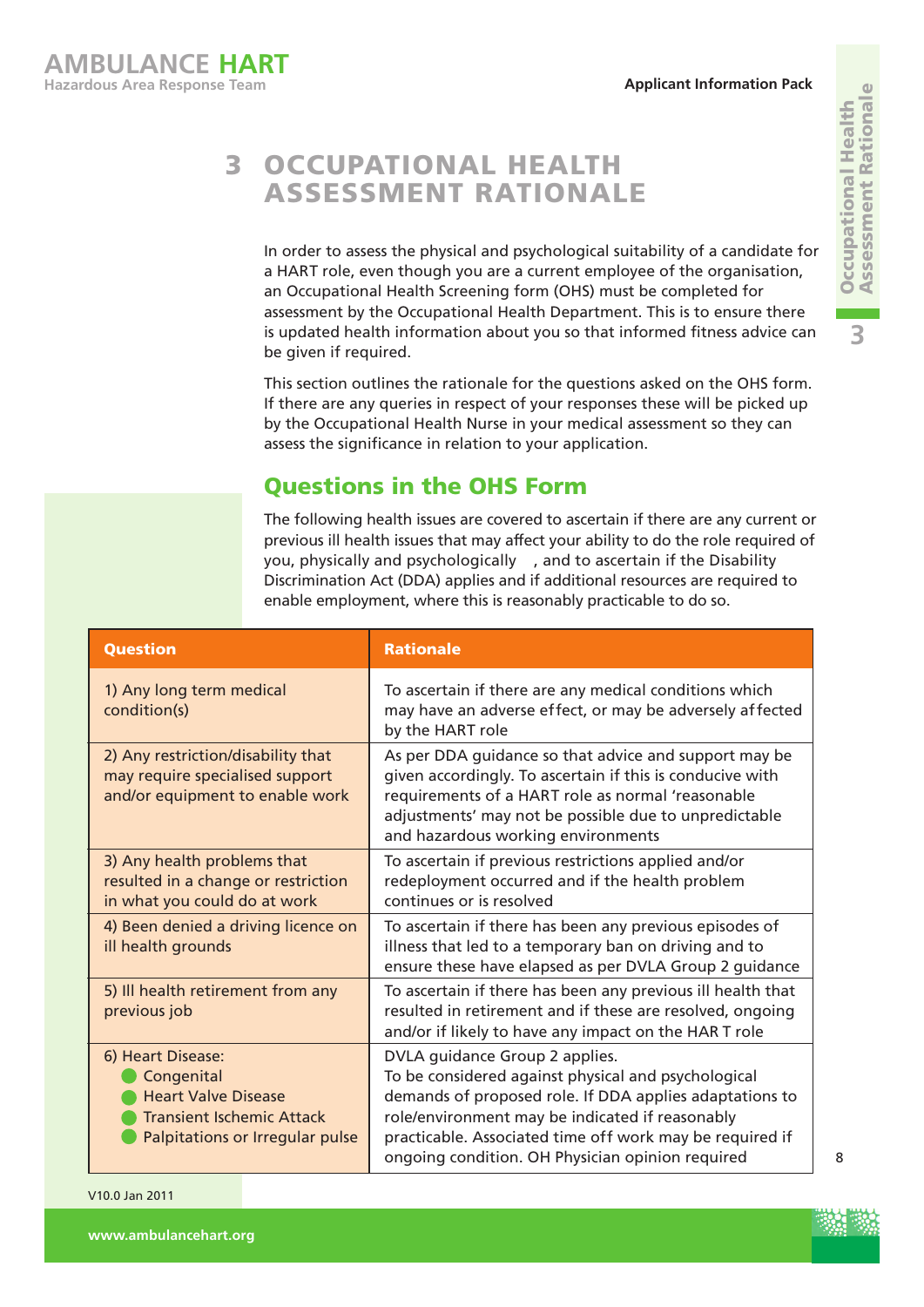# 3 OCCUPATIONAL HEALTH ASSESSMENT RATIONALE

In order to assess the physical and psychological suitability of a candidate for a HART role, even though you are a current employee of the organisation, an Occupational Health Screening form (OHS) must be completed for assessment by the Occupational Health Department. This is to ensure there is updated health information about you so that informed fitness advice can be given if required.

This section outlines the rationale for the questions asked on the OHS form. If there are any queries in respect of your responses these will be picked up by the Occupational Health Nurse in your medical assessment so they can assess the significance in relation to your application.

## Questions in the OHS Form

The following health issues are covered to ascertain if there are any current or previous ill health issues that may affect your ability to do the role required of you, physically and psychologically , and to ascertain if the Disability Discrimination Act (DDA) applies and if additional resources are required to enable employment, where this is reasonably practicable to do so.

| Question | Rationale |
|---|---|
| 1) Any long term medical condition(s) | To ascertain if there are any medical conditions which may have an adverse effect, or may be adversely affected by the HART role |
| 2) Any restriction/disability that may require specialised support and/or equipment to enable work | As per DDA guidance so that advice and support may be given accordingly. To ascertain if this is conducive with requirements of a HART role as normal 'reasonable adjustments' may not be possible due to unpredictable and hazardous working environments |
| 3) Any health problems that resulted in a change or restriction in what you could do at work | To ascertain if previous restrictions applied and/or redeployment occurred and if the health problem continues or is resolved |
| 4) Been denied a driving licence on ill health grounds | To ascertain if there has been any previous episodes of illness that led to a temporary ban on driving and to ensure these have elapsed as per DVLA Group 2 guidance |
| 5) Ill health retirement from any previous job | To ascertain if there has been any previous ill health that resulted in retirement and if these are resolved, ongoing and/or if likely to have any impact on the HAR T role |
| 6) Heart Disease:<br>• Congenital<br>• Heart Valve Disease<br>• Transient Ischemic Attack<br>• Palpitations or Irregular pulse | DVLA guidance Group 2 applies.<br>To be considered against physical and psychological demands of proposed role. If DDA applies adaptations to role/environment may be indicated if reasonably practicable. Associated time off work may be required if ongoing condition. OH Physician opinion required |

V10.0 Jan 2011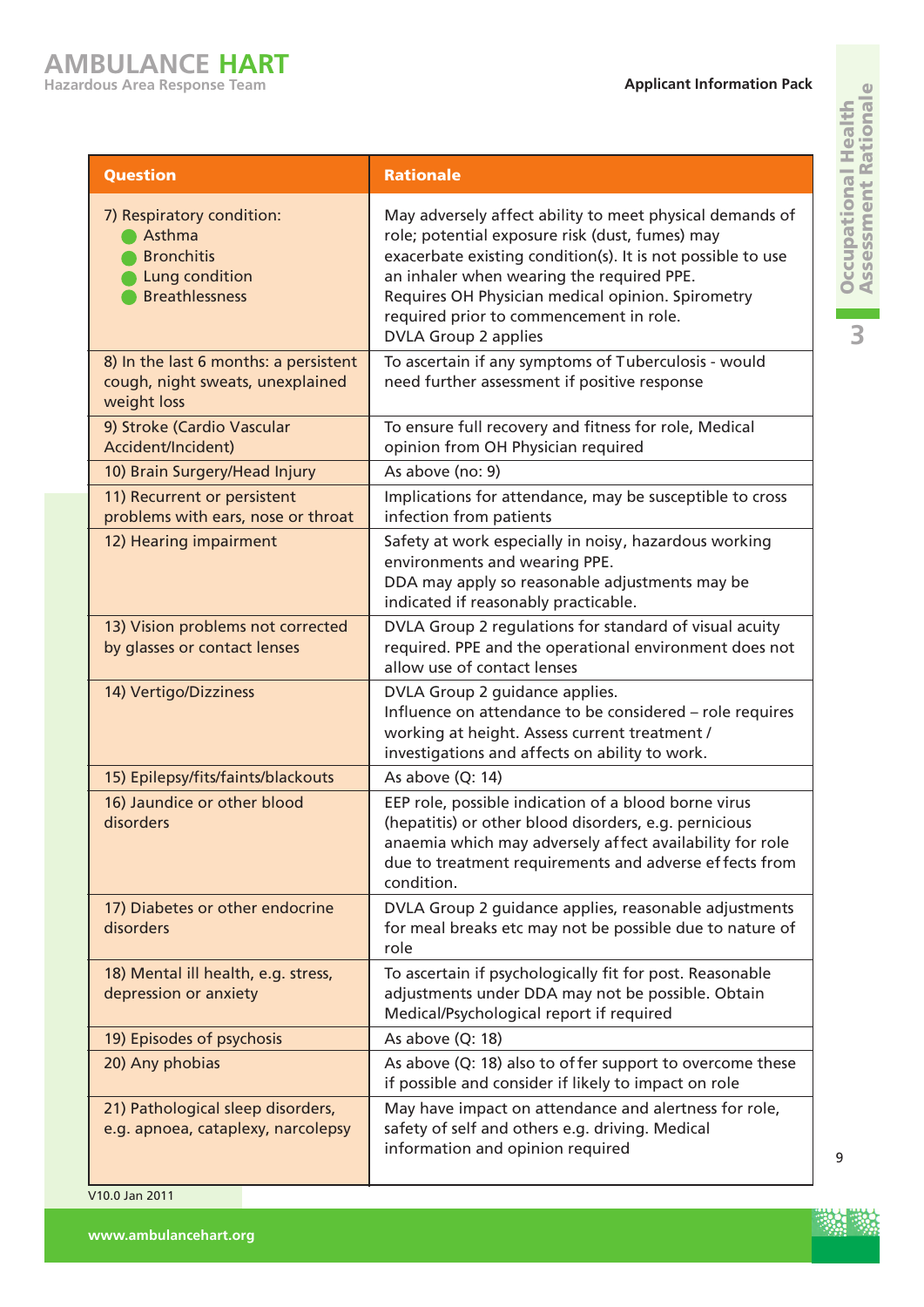| Question | Rationale |
|---|---|
| 7) Respiratory condition:<br>• Asthma<br>• Bronchitis<br>• Lung condition<br>• Breathlessness | May adversely affect ability to meet physical demands of role; potential exposure risk (dust, fumes) may exacerbate existing condition(s). It is not possible to use an inhaler when wearing the required PPE.<br>Requires OH Physician medical opinion. Spirometry required prior to commencement in role.<br>DVLA Group 2 applies |
| 8) In the last 6 months: a persistent cough, night sweats, unexplained weight loss | To ascertain if any symptoms of Tuberculosis - would need further assessment if positive response |
| 9) Stroke (Cardio Vascular Accident/Incident) | To ensure full recovery and fitness for role, Medical opinion from OH Physician required |
| 10) Brain Surgery/Head Injury | As above (no: 9) |
| 11) Recurrent or persistent problems with ears, nose or throat | Implications for attendance, may be susceptible to cross infection from patients |
| 12) Hearing impairment | Safety at work especially in noisy, hazardous working environments and wearing PPE.<br>DDA may apply so reasonable adjustments may be indicated if reasonably practicable. |
| 13) Vision problems not corrected by glasses or contact lenses | DVLA Group 2 regulations for standard of visual acuity required. PPE and the operational environment does not allow use of contact lenses |
| 14) Vertigo/Dizziness | DVLA Group 2 guidance applies.<br>Influence on attendance to be considered – role requires working at height. Assess current treatment / investigations and affects on ability to work. |
| 15) Epilepsy/fits/faints/blackouts | As above (Q: 14) |
| 16) Jaundice or other blood disorders | EEP role, possible indication of a blood borne virus (hepatitis) or other blood disorders, e.g. pernicious anaemia which may adversely affect availability for role due to treatment requirements and adverse effects from condition. |
| 17) Diabetes or other endocrine disorders | DVLA Group 2 guidance applies, reasonable adjustments for meal breaks etc may not be possible due to nature of role |
| 18) Mental ill health, e.g. stress, depression or anxiety | To ascertain if psychologically fit for post. Reasonable adjustments under DDA may not be possible. Obtain Medical/Psychological report if required |
| 19) Episodes of psychosis | As above (Q: 18) |
| 20) Any phobias | As above (Q: 18) also to offer support to overcome these if possible and consider if likely to impact on role |
| 21) Pathological sleep disorders, e.g. apnoea, cataplexy, narcolepsy | May have impact on attendance and alertness for role, safety of self and others e.g. driving. Medical information and opinion required |

V10.0 Jan 2011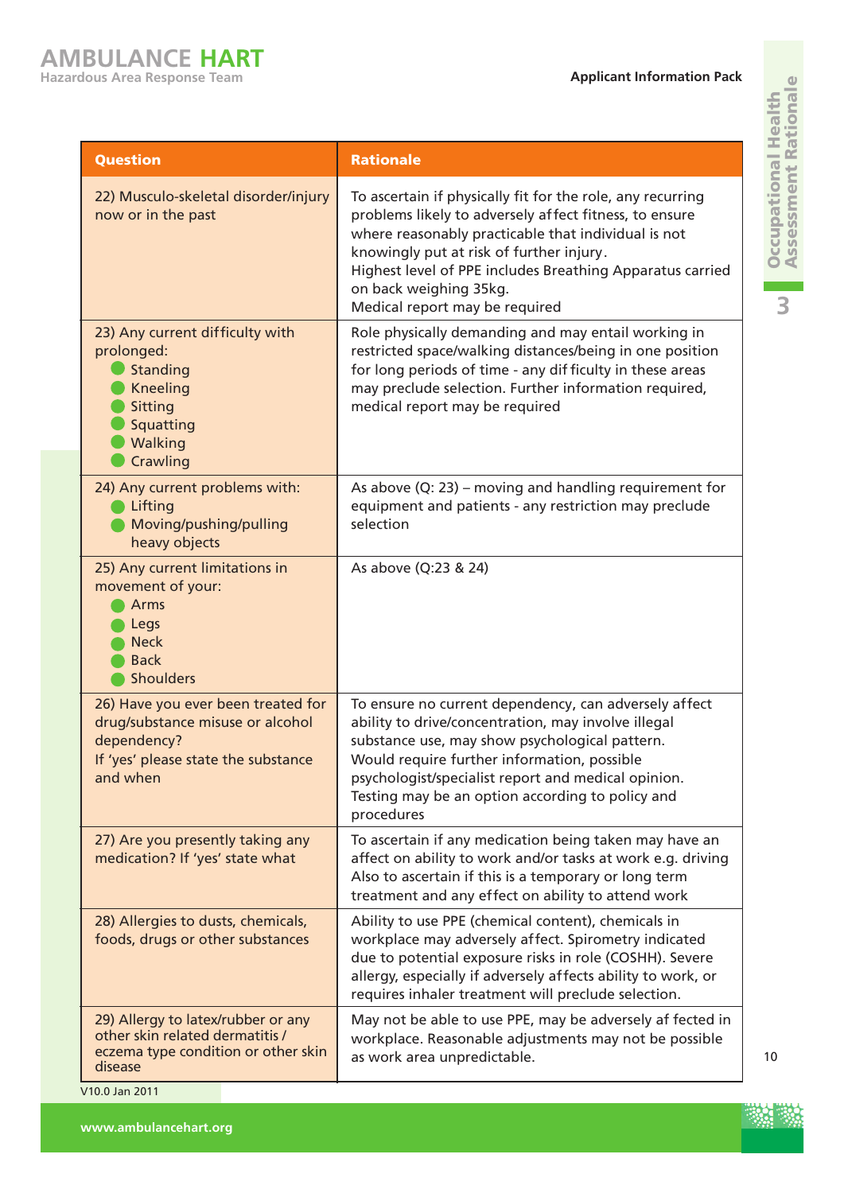| Question | Rationale |
| --- | --- |
| 22) Musculo-skeletal disorder/injury now or in the past | To ascertain if physically fit for the role, any recurring problems likely to adversely affect fitness, to ensure where reasonably practicable that individual is not knowingly put at risk of further injury.<br>Highest level of PPE includes Breathing Apparatus carried on back weighing 35kg.<br>Medical report may be required |
| 23) Any current difficulty with prolonged:<br>• Standing<br>• Kneeling<br>• Sitting<br>• Squatting<br>• Walking<br>• Crawling | Role physically demanding and may entail working in restricted space/walking distances/being in one position for long periods of time - any difficulty in these areas may preclude selection. Further information required, medical report may be required |
| 24) Any current problems with:<br>• Lifting<br>• Moving/pushing/pulling heavy objects | As above (Q: 23) – moving and handling requirement for equipment and patients - any restriction may preclude selection |
| 25) Any current limitations in movement of your:<br>• Arms<br>• Legs<br>• Neck<br>• Back<br>• Shoulders | As above (Q:23 & 24) |
| 26) Have you ever been treated for drug/substance misuse or alcohol dependency?<br>If 'yes' please state the substance and when | To ensure no current dependency, can adversely affect ability to drive/concentration, may involve illegal substance use, may show psychological pattern.<br>Would require further information, possible psychologist/specialist report and medical opinion.<br>Testing may be an option according to policy and procedures |
| 27) Are you presently taking any medication? If 'yes' state what | To ascertain if any medication being taken may have an affect on ability to work and/or tasks at work e.g. driving<br>Also to ascertain if this is a temporary or long term treatment and any effect on ability to attend work |
| 28) Allergies to dusts, chemicals, foods, drugs or other substances | Ability to use PPE (chemical content), chemicals in workplace may adversely affect. Spirometry indicated due to potential exposure risks in role (COSHH). Severe allergy, especially if adversely affects ability to work, or requires inhaler treatment will preclude selection. |
| 29) Allergy to latex/rubber or any other skin related dermatitis / eczema type condition or other skin disease | May not be able to use PPE, may be adversely affected in workplace. Reasonable adjustments may not be possible as work area unpredictable. |

V10.0 Jan 2011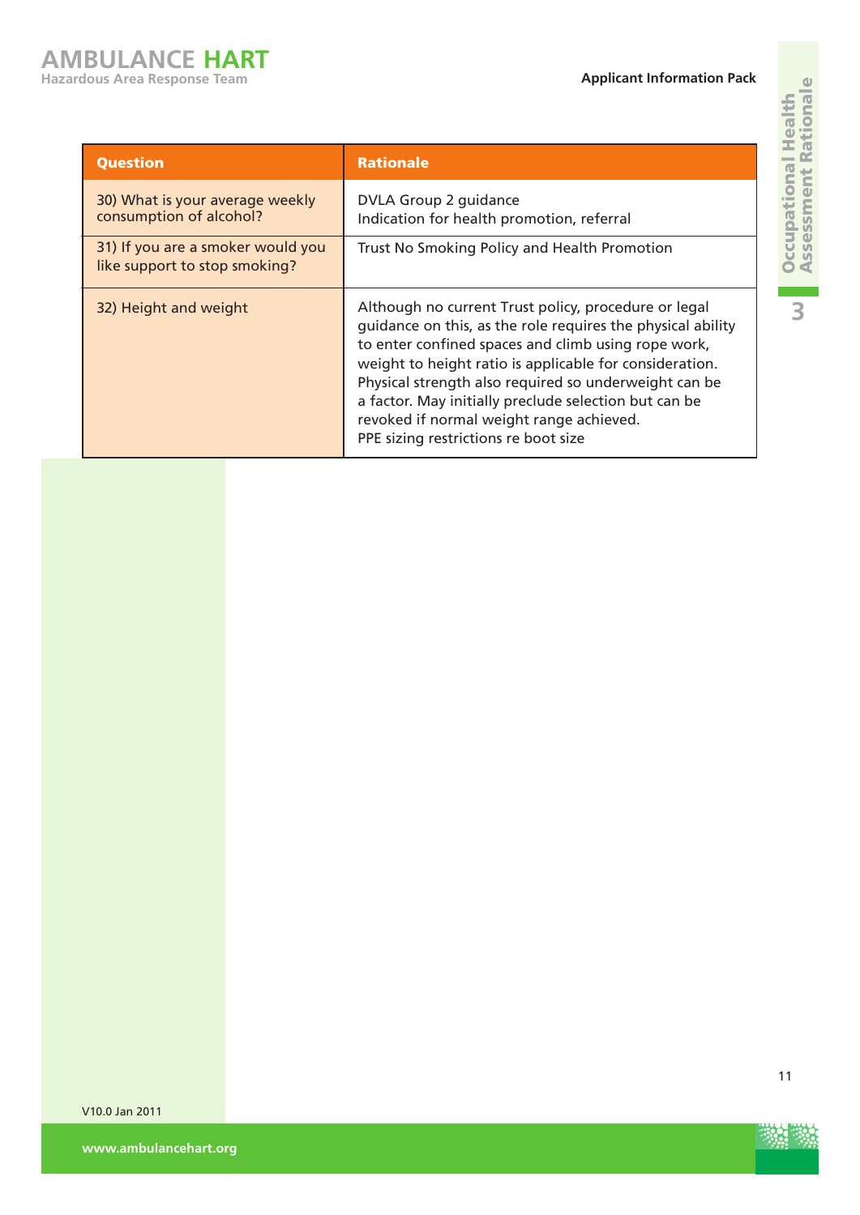| Question | Rationale |
|---|---|
| 30) What is your average weekly consumption of alcohol? | DVLA Group 2 guidance<br>Indication for health promotion, referral |
| 31) If you are a smoker would you like support to stop smoking? | Trust No Smoking Policy and Health Promotion |
| 32) Height and weight | Although no current Trust policy, procedure or legal guidance on this, as the role requires the physical ability to enter confined spaces and climb using rope work, weight to height ratio is applicable for consideration. Physical strength also required so underweight can be a factor. May initially preclude selection but can be revoked if normal weight range achieved.<br>PPE sizing restrictions re boot size |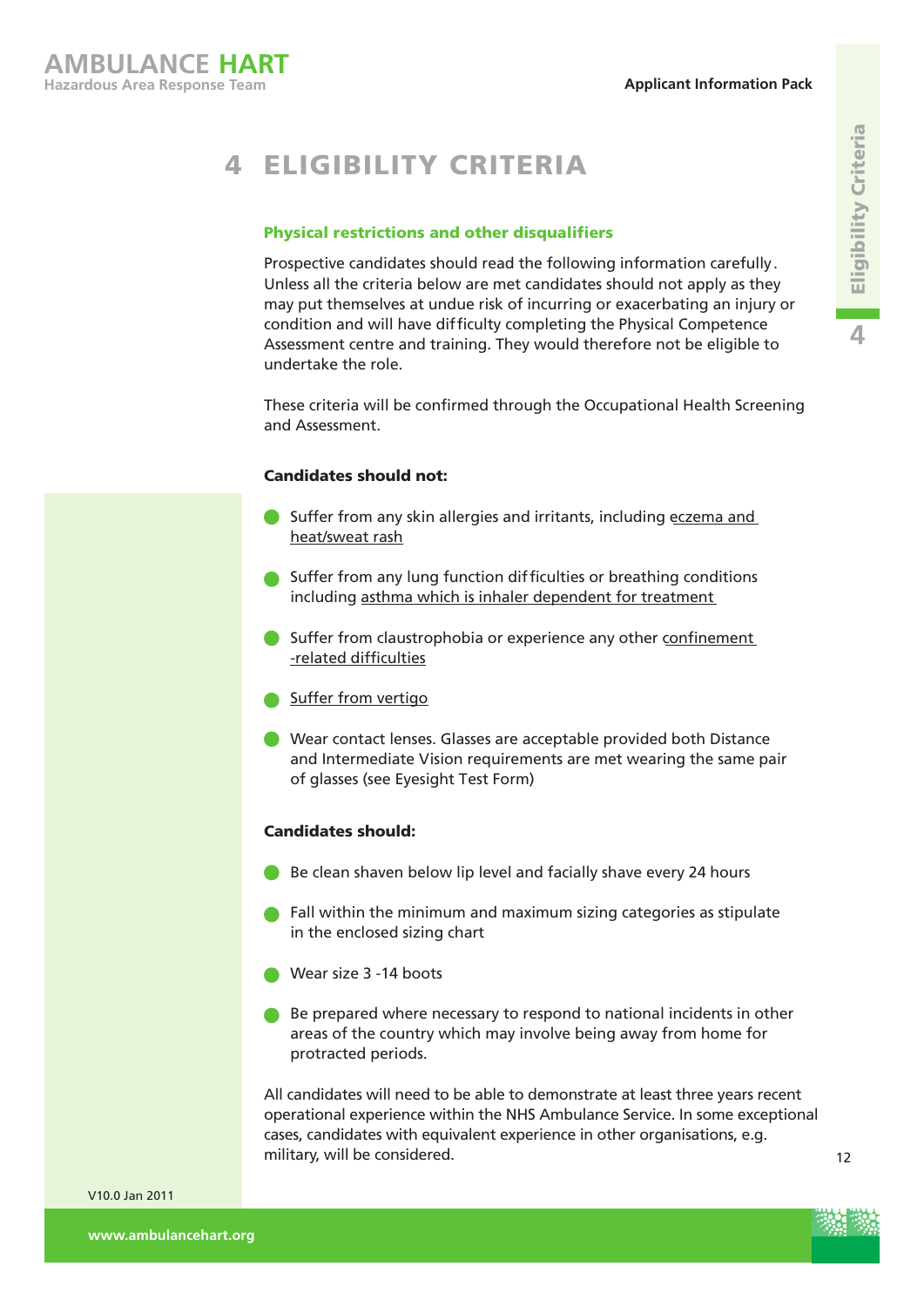# 4 ELIGIBILITY CRITERIA

### Physical restrictions and other disqualifiers

Prospective candidates should read the following information carefully. Unless all the criteria below are met candidates should not apply as they may put themselves at undue risk of incurring or exacerbating an injury or condition and will have difficulty completing the Physical Competence Assessment centre and training. They would therefore not be eligible to undertake the role.

These criteria will be confirmed through the Occupational Health Screening and Assessment.

**Candidates should not:**

- Suffer from any skin allergies and irritants, including eczema and heat/sweat rash
- Suffer from any lung function difficulties or breathing conditions including asthma which is inhaler dependent for treatment
- Suffer from claustrophobia or experience any other confinement -related difficulties
- Suffer from vertigo
- Wear contact lenses. Glasses are acceptable provided both Distance and Intermediate Vision requirements are met wearing the same pair of glasses (see Eyesight Test Form)

**Candidates should:**

- Be clean shaven below lip level and facially shave every 24 hours
- Fall within the minimum and maximum sizing categories as stipulate in the enclosed sizing chart
- Wear size 3 -14 boots
- Be prepared where necessary to respond to national incidents in other areas of the country which may involve being away from home for protracted periods.

All candidates will need to be able to demonstrate at least three years recent operational experience within the NHS Ambulance Service. In some exceptional cases, candidates with equivalent experience in other organisations, e.g. military, will be considered.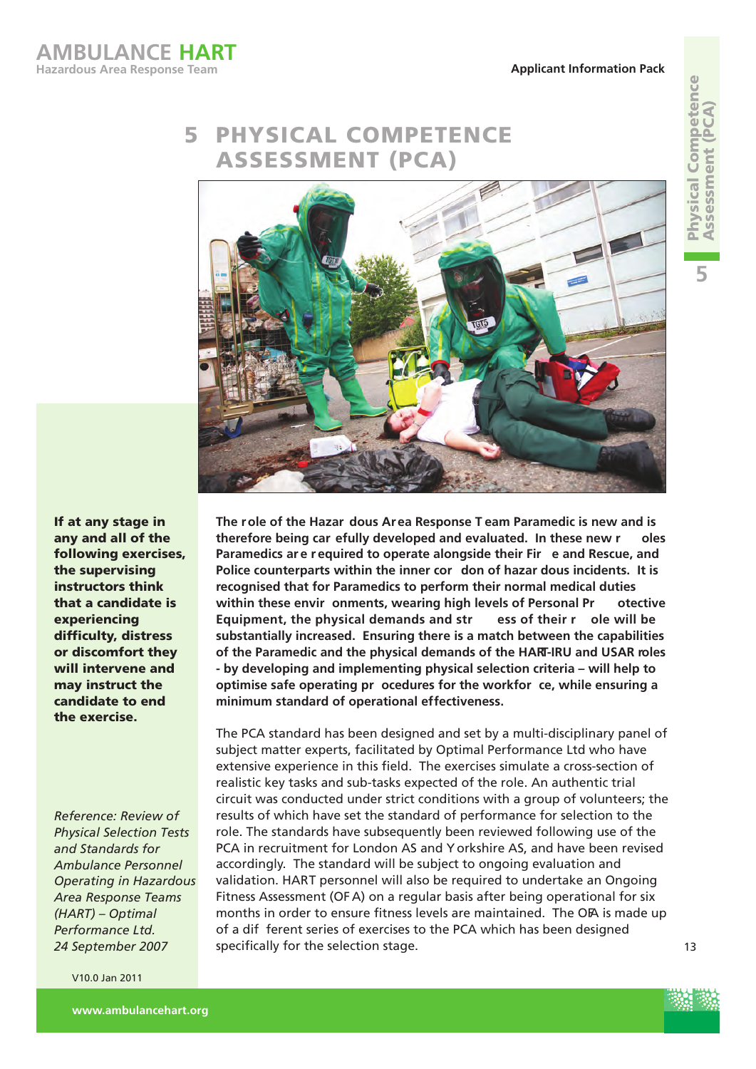# 5 PHYSICAL COMPETENCE ASSESSMENT (PCA)

**If at any stage in any and all of the following exercises, the supervising instructors think that a candidate is experiencing difficulty, distress or discomfort they will intervene and may instruct the candidate to end the exercise.**

*Reference: Review of Physical Selection Tests and Standards for Ambulance Personnel Operating in Hazardous Area Response Teams (HART) – Optimal Performance Ltd. 24 September 2007*

**The role of the Hazardous Area Response Team Paramedic is new and is therefore being carefully developed and evaluated. In these new roles Paramedics are required to operate alongside their Fire and Rescue, and Police counterparts within the inner cordon of hazardous incidents. It is recognised that for Paramedics to perform their normal medical duties within these environments, wearing high levels of Personal Protective Equipment, the physical demands and stress of their role will be substantially increased. Ensuring there is a match between the capabilities of the Paramedic and the physical demands of the HART-IRU and USAR roles - by developing and implementing physical selection criteria – will help to optimise safe operating procedures for the workforce, while ensuring a minimum standard of operational effectiveness.**

The PCA standard has been designed and set by a multi-disciplinary panel of subject matter experts, facilitated by Optimal Performance Ltd who have extensive experience in this field. The exercises simulate a cross-section of realistic key tasks and sub-tasks expected of the role. An authentic trial circuit was conducted under strict conditions with a group of volunteers; the results of which have set the standard of performance for selection to the role. The standards have subsequently been reviewed following use of the PCA in recruitment for London AS and Yorkshire AS, and have been revised accordingly. The standard will be subject to ongoing evaluation and validation. HART personnel will also be required to undertake an Ongoing Fitness Assessment (OFA) on a regular basis after being operational for six months in order to ensure fitness levels are maintained. The OFA is made up of a different series of exercises to the PCA which has been designed specifically for the selection stage.

V10.0 Jan 2011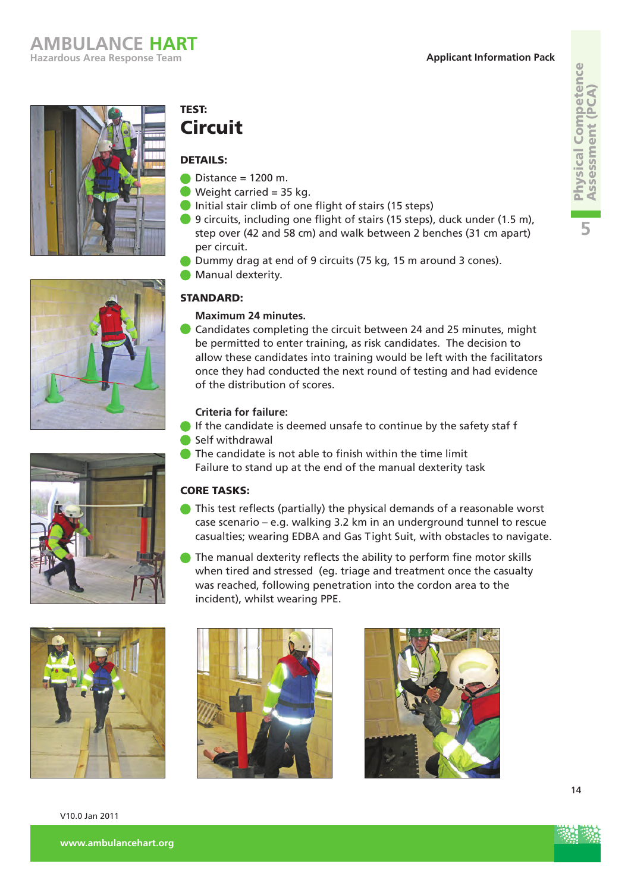TEST:

# Circuit

### DETAILS:

- Distance = 1200 m.
- Weight carried = 35 kg.
- Initial stair climb of one flight of stairs (15 steps)
- 9 circuits, including one flight of stairs (15 steps), duck under (1.5 m), step over (42 and 58 cm) and walk between 2 benches (31 cm apart) per circuit.
- Dummy drag at end of 9 circuits (75 kg, 15 m around 3 cones).
- Manual dexterity.

### STANDARD:

**Maximum 24 minutes.**

- Candidates completing the circuit between 24 and 25 minutes, might be permitted to enter training, as risk candidates. The decision to allow these candidates into training would be left with the facilitators once they had conducted the next round of testing and had evidence of the distribution of scores.

**Criteria for failure:**

- If the candidate is deemed unsafe to continue by the safety staf f
- Self withdrawal
- The candidate is not able to finish within the time limit
  Failure to stand up at the end of the manual dexterity task

### CORE TASKS:

- This test reflects (partially) the physical demands of a reasonable worst case scenario – e.g. walking 3.2 km in an underground tunnel to rescue casualties; wearing EDBA and Gas Tight Suit, with obstacles to navigate.
- The manual dexterity reflects the ability to perform fine motor skills when tired and stressed (eg. triage and treatment once the casualty was reached, following penetration into the cordon area to the incident), whilst wearing PPE.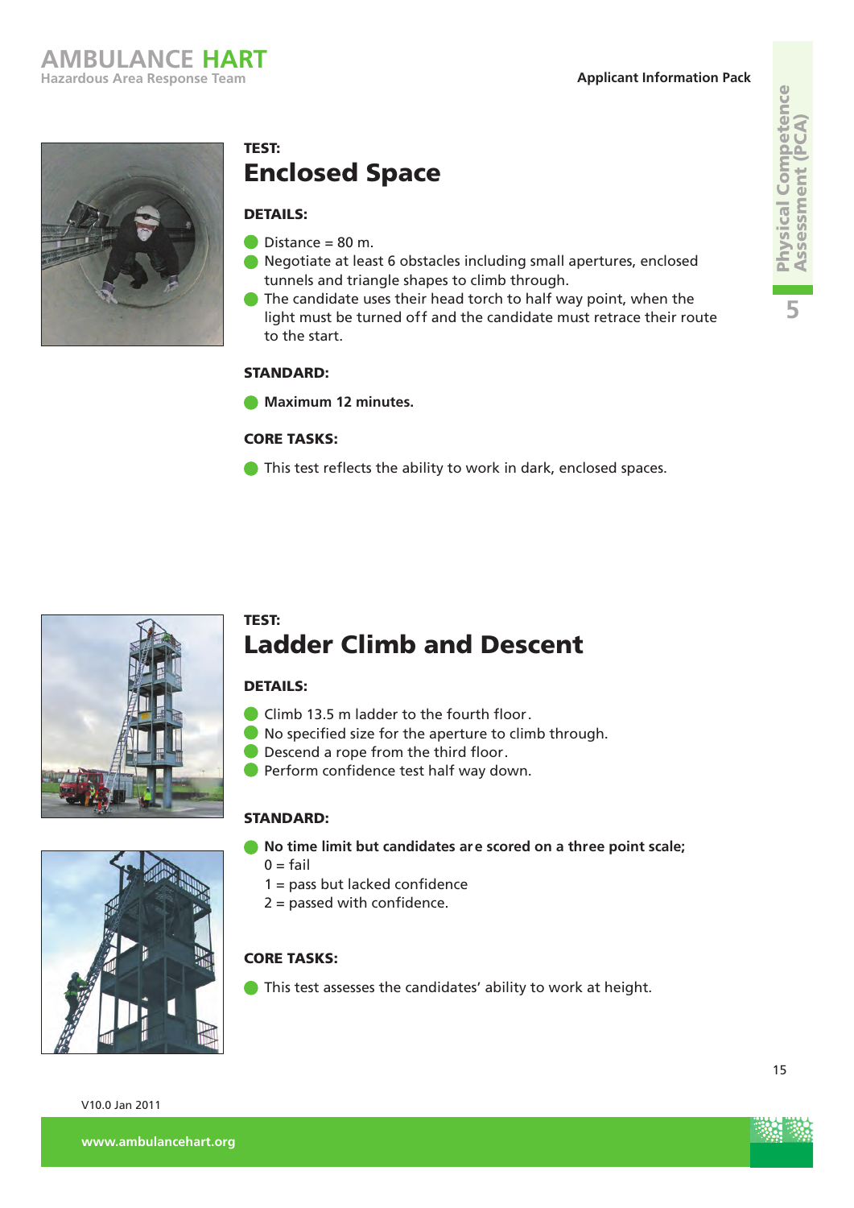TEST:

## Enclosed Space

**DETAILS:**

- Distance = 80 m.
- Negotiate at least 6 obstacles including small apertures, enclosed tunnels and triangle shapes to climb through.
- The candidate uses their head torch to half way point, when the light must be turned off and the candidate must retrace their route to the start.

**STANDARD:**

- **Maximum 12 minutes.**

**CORE TASKS:**

- This test reflects the ability to work in dark, enclosed spaces.

TEST:

## Ladder Climb and Descent

**DETAILS:**

- Climb 13.5 m ladder to the fourth floor.
- No specified size for the aperture to climb through.
- Descend a rope from the third floor.
- Perform confidence test half way down.

**STANDARD:**

- **No time limit but candidates are scored on a three point scale;**
  0 = fail
  1 = pass but lacked confidence
  2 = passed with confidence.

**CORE TASKS:**

- This test assesses the candidates' ability to work at height.

V10.0 Jan 2011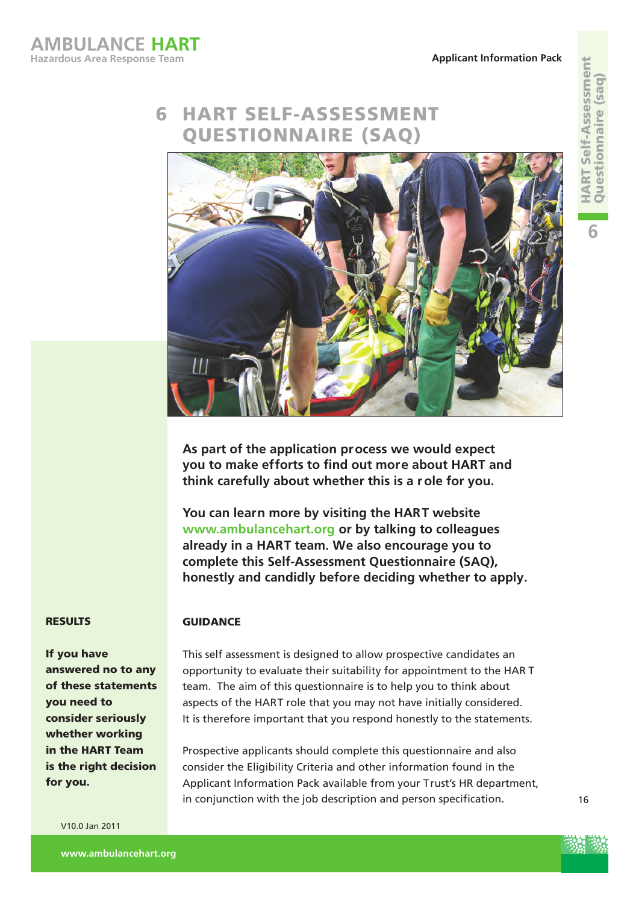# 6 HART SELF-ASSESSMENT QUESTIONNAIRE (SAQ)

**As part of the application process we would expect you to make efforts to find out more about HART and think carefully about whether this is a role for you.**

**You can learn more by visiting the HART website www.ambulancehart.org or by talking to colleagues already in a HART team. We also encourage you to complete this Self-Assessment Questionnaire (SAQ), honestly and candidly before deciding whether to apply.**

### GUIDANCE

This self assessment is designed to allow prospective candidates an opportunity to evaluate their suitability for appointment to the HART team. The aim of this questionnaire is to help you to think about aspects of the HART role that you may not have initially considered. It is therefore important that you respond honestly to the statements.

Prospective applicants should complete this questionnaire and also consider the Eligibility Criteria and other information found in the Applicant Information Pack available from your Trust's HR department, in conjunction with the job description and person specification.

### RESULTS

**If you have answered no to any of these statements you need to consider seriously whether working in the HART Team is the right decision for you.**

V10.0 Jan 2011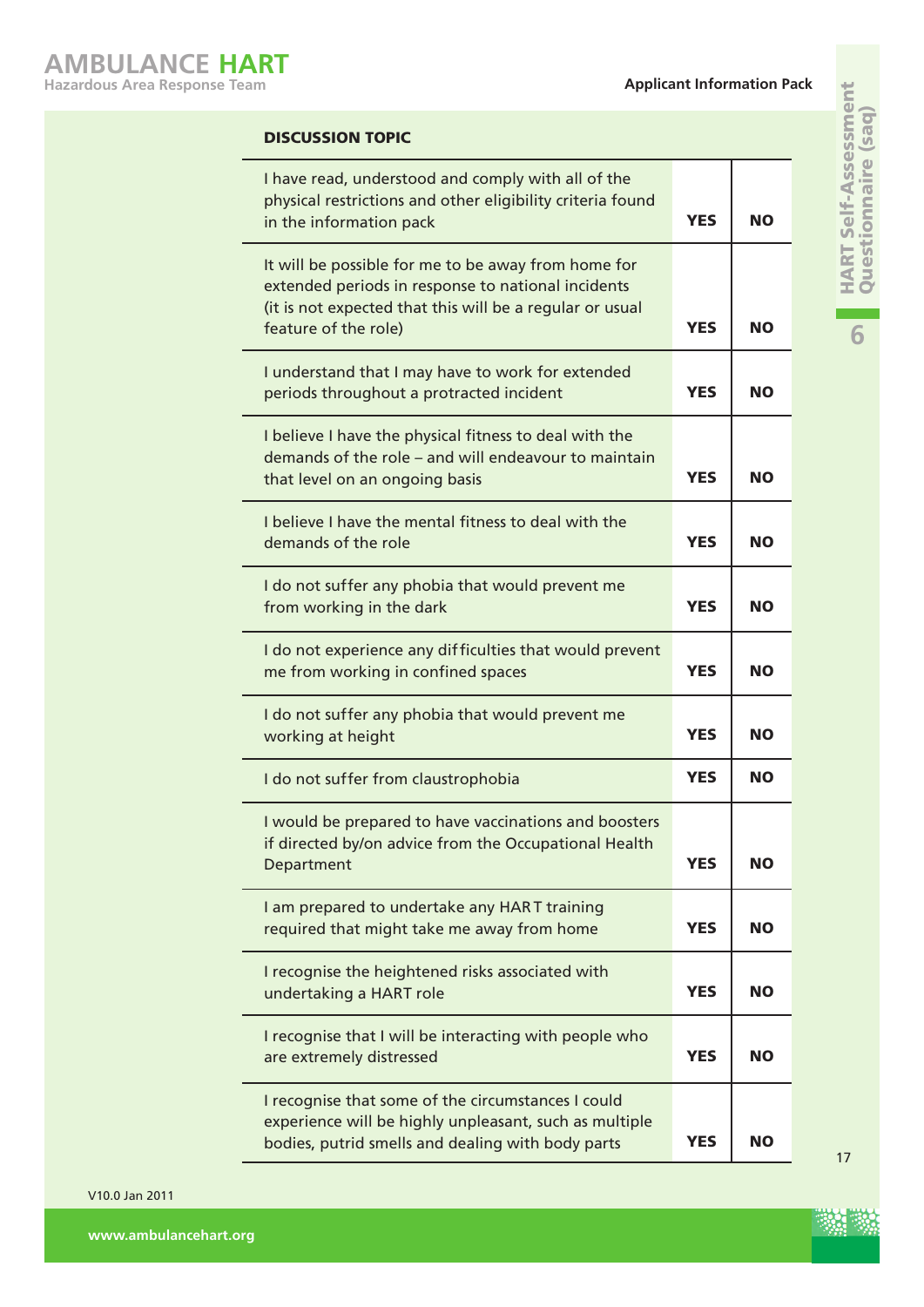| DISCUSSION TOPIC | | |
|---|---|---|
| I have read, understood and comply with all of the physical restrictions and other eligibility criteria found in the information pack | YES | NO |
| It will be possible for me to be away from home for extended periods in response to national incidents (it is not expected that this will be a regular or usual feature of the role) | YES | NO |
| I understand that I may have to work for extended periods throughout a protracted incident | YES | NO |
| I believe I have the physical fitness to deal with the demands of the role – and will endeavour to maintain that level on an ongoing basis | YES | NO |
| I believe I have the mental fitness to deal with the demands of the role | YES | NO |
| I do not suffer any phobia that would prevent me from working in the dark | YES | NO |
| I do not experience any difficulties that would prevent me from working in confined spaces | YES | NO |
| I do not suffer any phobia that would prevent me working at height | YES | NO |
| I do not suffer from claustrophobia | YES | NO |
| I would be prepared to have vaccinations and boosters if directed by/on advice from the Occupational Health Department | YES | NO |
| I am prepared to undertake any HART training required that might take me away from home | YES | NO |
| I recognise the heightened risks associated with undertaking a HART role | YES | NO |
| I recognise that I will be interacting with people who are extremely distressed | YES | NO |
| I recognise that some of the circumstances I could experience will be highly unpleasant, such as multiple bodies, putrid smells and dealing with body parts | YES | NO |

V10.0 Jan 2011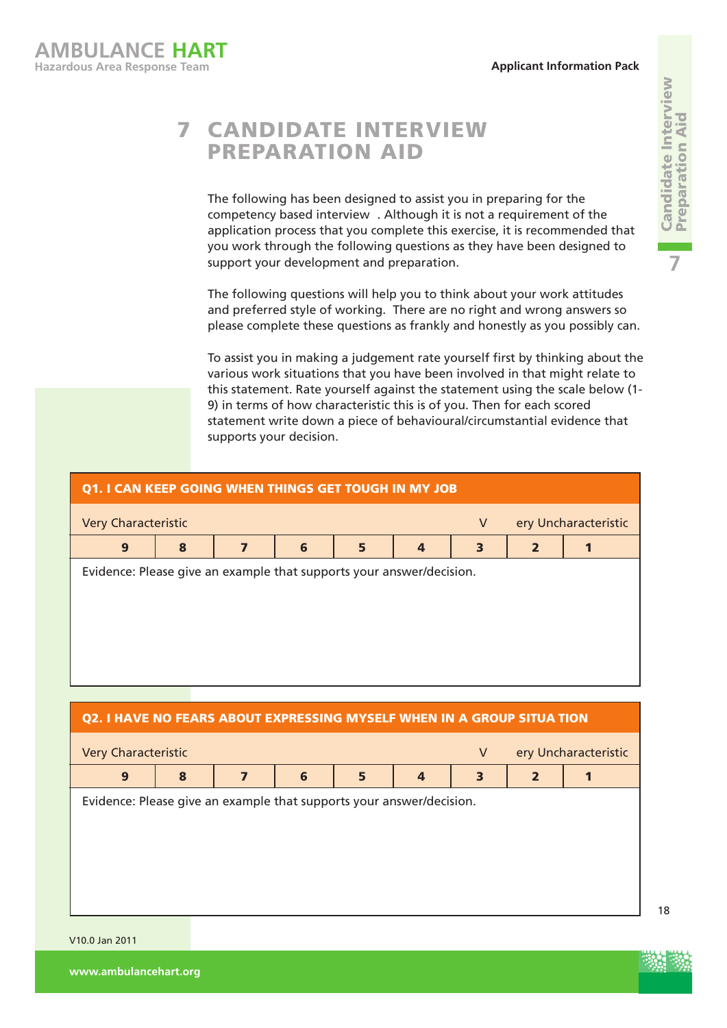# 7 CANDIDATE INTERVIEW PREPARATION AID

The following has been designed to assist you in preparing for the competency based interview . Although it is not a requirement of the application process that you complete this exercise, it is recommended that you work through the following questions as they have been designed to support your development and preparation.

The following questions will help you to think about your work attitudes and preferred style of working. There are no right and wrong answers so please complete these questions as frankly and honestly as you possibly can.

To assist you in making a judgement rate yourself first by thinking about the various work situations that you have been involved in that might relate to this statement. Rate yourself against the statement using the scale below (1-9) in terms of how characteristic this is of you. Then for each scored statement write down a piece of behavioural/circumstantial evidence that supports your decision.

| Q1. I CAN KEEP GOING WHEN THINGS GET TOUGH IN MY JOB | | | | | | | | |
|---|---|---|---|---|---|---|---|---|
| Very Characteristic | | | | | | | | Very Uncharacteristic |
| 9 | 8 | 7 | 6 | 5 | 4 | 3 | 2 | 1 |

Evidence: Please give an example that supports your answer/decision.

| Q2. I HAVE NO FEARS ABOUT EXPRESSING MYSELF WHEN IN A GROUP SITUATION | | | | | | | | |
|---|---|---|---|---|---|---|---|---|
| Very Characteristic | | | | | | | | Very Uncharacteristic |
| 9 | 8 | 7 | 6 | 5 | 4 | 3 | 2 | 1 |

Evidence: Please give an example that supports your answer/decision.

V10.0 Jan 2011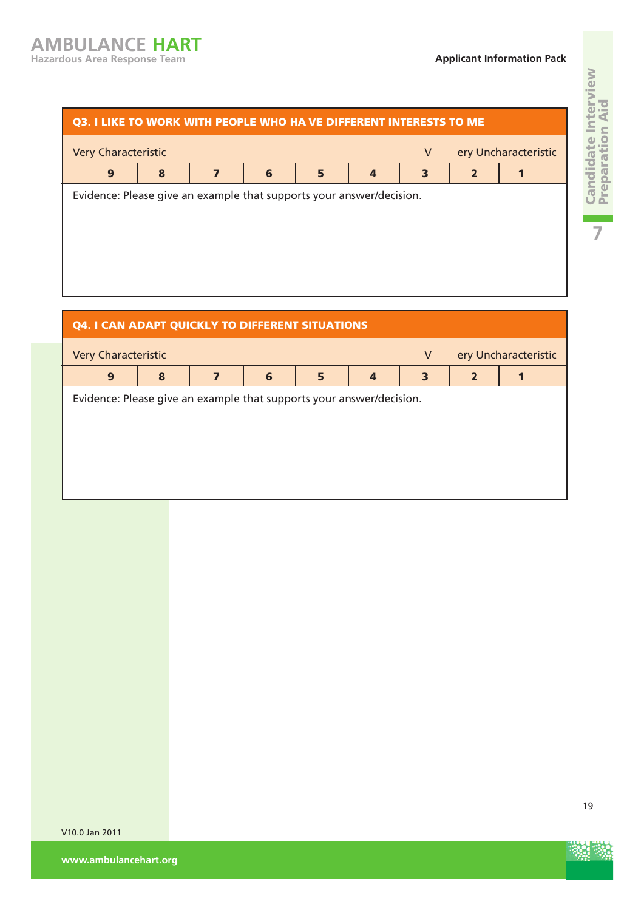| Q3. I LIKE TO WORK WITH PEOPLE WHO HA VE DIFFERENT INTERESTS TO ME | | | | | | | | |
|---|---|---|---|---|---|---|---|---|
| Very Characteristic | | | | | | V | ery Uncharacteristic | |
| 9 | 8 | 7 | 6 | 5 | 4 | 3 | 2 | 1 |

Evidence: Please give an example that supports your answer/decision.

| Q4. I CAN ADAPT QUICKLY TO DIFFERENT SITUATIONS | | | | | | | | |
|---|---|---|---|---|---|---|---|---|
| Very Characteristic | | | | | | V | ery Uncharacteristic | |
| 9 | 8 | 7 | 6 | 5 | 4 | 3 | 2 | 1 |

Evidence: Please give an example that supports your answer/decision.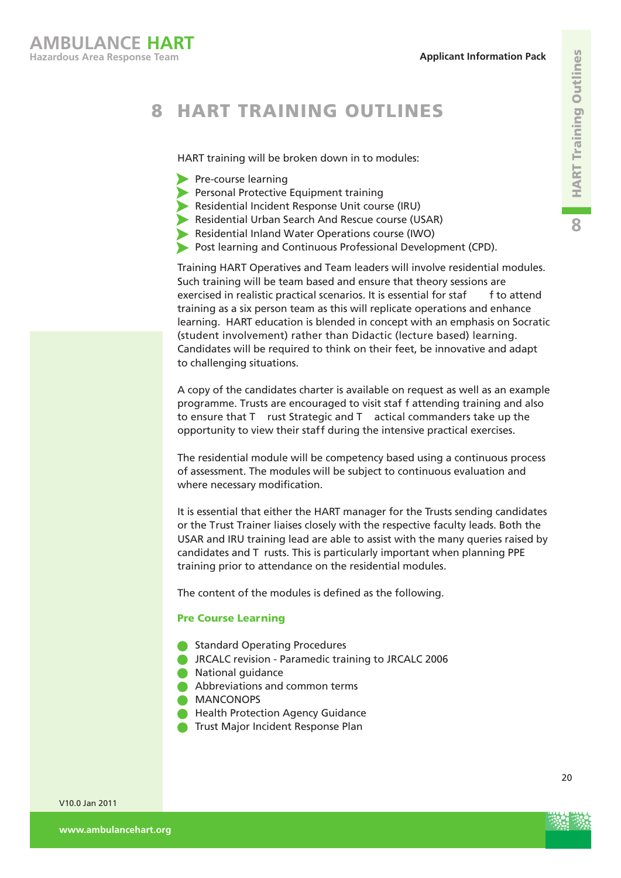# 8 HART TRAINING OUTLINES

HART training will be broken down in to modules:

- Pre-course learning
- Personal Protective Equipment training
- Residential Incident Response Unit course (IRU)
- Residential Urban Search And Rescue course (USAR)
- Residential Inland Water Operations course (IWO)
- Post learning and Continuous Professional Development (CPD).

Training HART Operatives and Team leaders will involve residential modules. Such training will be team based and ensure that theory sessions are exercised in realistic practical scenarios. It is essential for staff to attend training as a six person team as this will replicate operations and enhance learning. HART education is blended in concept with an emphasis on Socratic (student involvement) rather than Didactic (lecture based) learning. Candidates will be required to think on their feet, be innovative and adapt to challenging situations.

A copy of the candidates charter is available on request as well as an example programme. Trusts are encouraged to visit staff attending training and also to ensure that Trust Strategic and Tactical commanders take up the opportunity to view their staff during the intensive practical exercises.

The residential module will be competency based using a continuous process of assessment. The modules will be subject to continuous evaluation and where necessary modification.

It is essential that either the HART manager for the Trusts sending candidates or the Trust Trainer liaises closely with the respective faculty leads. Both the USAR and IRU training lead are able to assist with the many queries raised by candidates and Trusts. This is particularly important when planning PPE training prior to attendance on the residential modules.

The content of the modules is defined as the following.

### Pre Course Learning

- Standard Operating Procedures
- JRCALC revision - Paramedic training to JRCALC 2006
- National guidance
- Abbreviations and common terms
- MANCONOPS
- Health Protection Agency Guidance
- Trust Major Incident Response Plan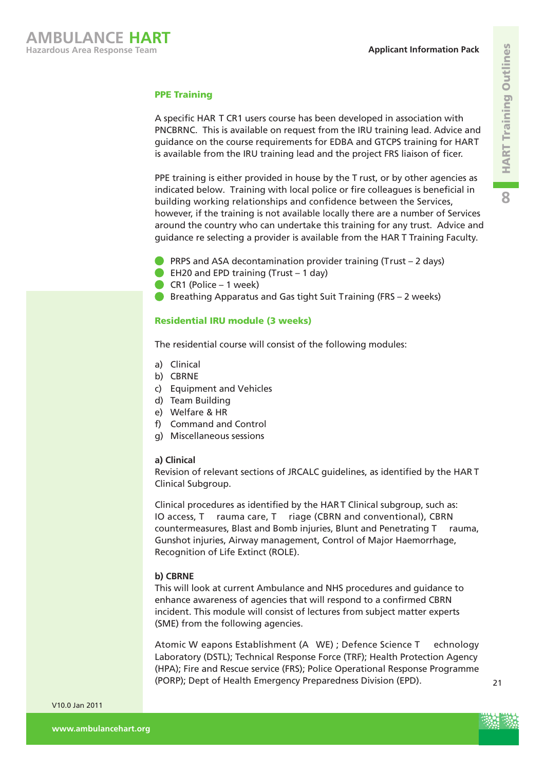### PPE Training

A specific HAR T CR1 users course has been developed in association with PNCBRNC. This is available on request from the IRU training lead. Advice and guidance on the course requirements for EDBA and GTCPS training for HART is available from the IRU training lead and the project FRS liaison of ficer.

PPE training is either provided in house by the T rust, or by other agencies as indicated below. Training with local police or fire colleagues is beneficial in building working relationships and confidence between the Services, however, if the training is not available locally there are a number of Services around the country who can undertake this training for any trust. Advice and guidance re selecting a provider is available from the HAR T Training Faculty.

- PRPS and ASA decontamination provider training (Trust – 2 days)
- EH20 and EPD training (Trust – 1 day)
- CR1 (Police – 1 week)
- Breathing Apparatus and Gas tight Suit Training (FRS – 2 weeks)

### Residential IRU module (3 weeks)

The residential course will consist of the following modules:

a) Clinical
b) CBRNE
c) Equipment and Vehicles
d) Team Building
e) Welfare & HR
f) Command and Control
g) Miscellaneous sessions

**a) Clinical**
Revision of relevant sections of JRCALC guidelines, as identified by the HAR T Clinical Subgroup.

Clinical procedures as identified by the HAR T Clinical subgroup, such as: IO access, T rauma care, T riage (CBRN and conventional), CBRN countermeasures, Blast and Bomb injuries, Blunt and Penetrating T rauma, Gunshot injuries, Airway management, Control of Major Haemorrhage, Recognition of Life Extinct (ROLE).

**b) CBRNE**
This will look at current Ambulance and NHS procedures and guidance to enhance awareness of agencies that will respond to a confirmed CBRN incident. This module will consist of lectures from subject matter experts (SME) from the following agencies.

Atomic W eapons Establishment (A WE) ; Defence Science T echnology Laboratory (DSTL); Technical Response Force (TRF); Health Protection Agency (HPA); Fire and Rescue service (FRS); Police Operational Response Programme (PORP); Dept of Health Emergency Preparedness Division (EPD).

V10.0 Jan 2011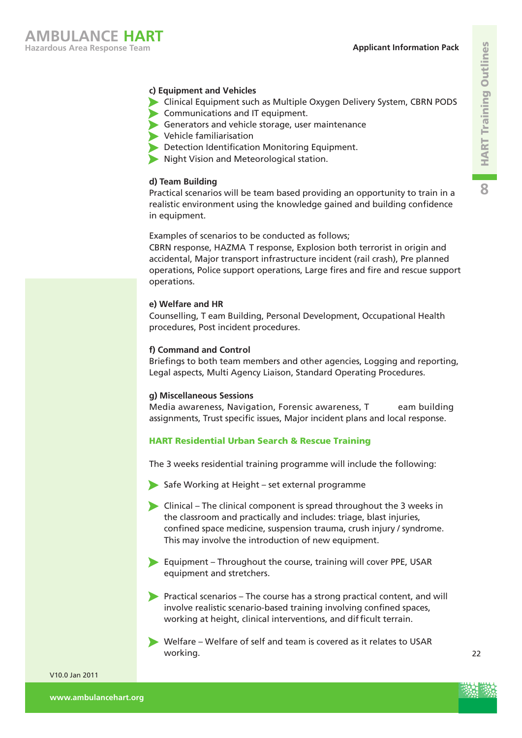**c) Equipment and Vehicles**

- Clinical Equipment such as Multiple Oxygen Delivery System, CBRN PODS
- Communications and IT equipment.
- Generators and vehicle storage, user maintenance
- Vehicle familiarisation
- Detection Identification Monitoring Equipment.
- Night Vision and Meteorological station.

**d) Team Building**

Practical scenarios will be team based providing an opportunity to train in a realistic environment using the knowledge gained and building confidence in equipment.

Examples of scenarios to be conducted as follows;
CBRN response, HAZMA T response, Explosion both terrorist in origin and accidental, Major transport infrastructure incident (rail crash), Pre planned operations, Police support operations, Large fires and fire and rescue support operations.

**e) Welfare and HR**

Counselling, T eam Building, Personal Development, Occupational Health procedures, Post incident procedures.

**f) Command and Control**

Briefings to both team members and other agencies, Logging and reporting, Legal aspects, Multi Agency Liaison, Standard Operating Procedures.

**g) Miscellaneous Sessions**

Media awareness, Navigation, Forensic awareness, T eam building assignments, Trust specific issues, Major incident plans and local response.

## HART Residential Urban Search & Rescue Training

The 3 weeks residential training programme will include the following:

- Safe Working at Height – set external programme
- Clinical – The clinical component is spread throughout the 3 weeks in the classroom and practically and includes: triage, blast injuries, confined space medicine, suspension trauma, crush injury / syndrome. This may involve the introduction of new equipment.
- Equipment – Throughout the course, training will cover PPE, USAR equipment and stretchers.
- Practical scenarios – The course has a strong practical content, and will involve realistic scenario-based training involving confined spaces, working at height, clinical interventions, and difficult terrain.
- Welfare – Welfare of self and team is covered as it relates to USAR working.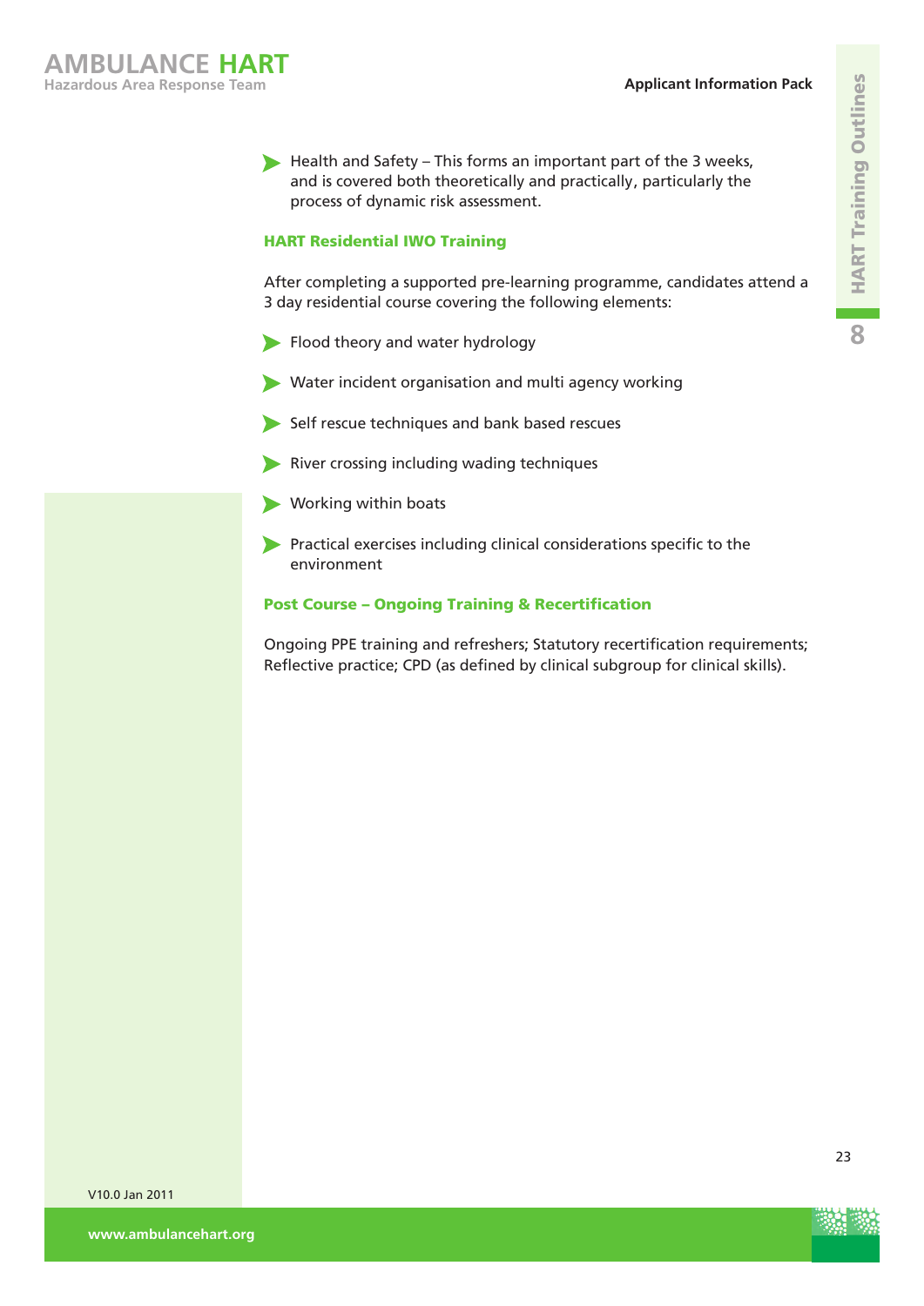- Health and Safety – This forms an important part of the 3 weeks, and is covered both theoretically and practically, particularly the process of dynamic risk assessment.

### HART Residential IWO Training

After completing a supported pre-learning programme, candidates attend a 3 day residential course covering the following elements:

- Flood theory and water hydrology
- Water incident organisation and multi agency working
- Self rescue techniques and bank based rescues
- River crossing including wading techniques
- Working within boats
- Practical exercises including clinical considerations specific to the environment

### Post Course – Ongoing Training & Recertification

Ongoing PPE training and refreshers; Statutory recertification requirements; Reflective practice; CPD (as defined by clinical subgroup for clinical skills).